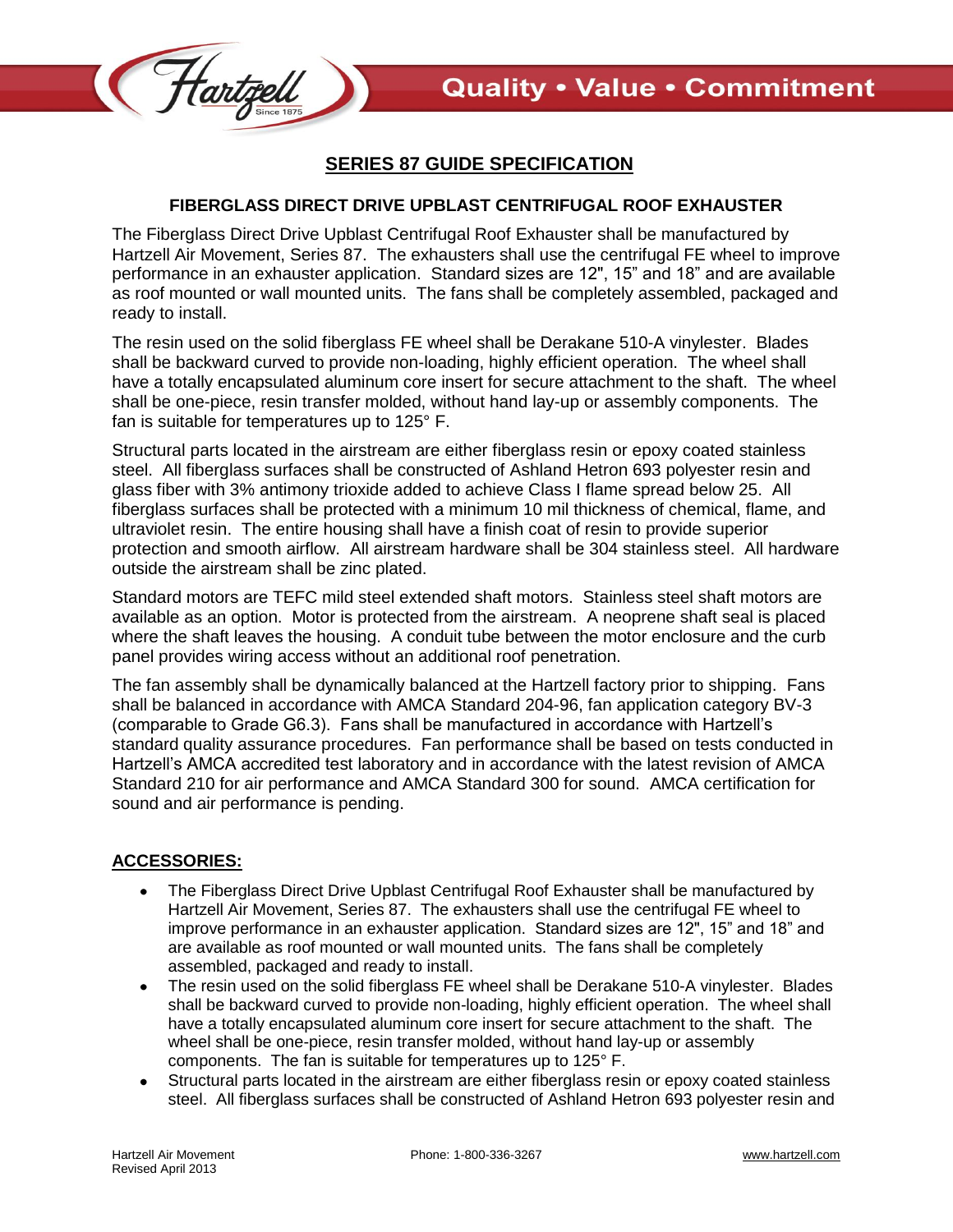## SERIES 87 GUIDE SPECIFICATION

### FIBERGLASS DIRECT DRIVE UPBLAST CENTRIFUGAL ROOF EXHAUSTER

The Fiberglass Direct Drive Upblast Centrifugal Roof Exhauster shall be manufactured by Hartzell Air Movement, Series 87. The exhausters shall use the centrifugal FE wheel to improve performance in an exhauster application. Standard sizes are 12", 15" and 18" and are available as roof mounted or wall mounted units. The fans shall be completely assembled, packaged and ready to install.

The resin used on the solid fiberglass FE wheel shall be Derakane 510-A vinylester. Blades shall be backward curved to provide non-loading, highly efficient operation. The wheel shall have a totally encapsulated aluminum core insert for secure attachment to the shaft. The wheel shall be one-piece, resin transfer molded, without hand lay-up or assembly components. The fan is suitable for temperatures up to 125° F.

Structural parts located in the airstream are either fiberglass resin or epoxy coated stainless steel. All fiberglass surfaces shall be constructed of Ashland Hetron 693 polyester resin and glass fiber with 3% antimony trioxide added to achieve Class I flame spread below 25. All fiberglass surfaces shall be protected with a minimum 10 mil thickness of chemical, flame, and ultraviolet resin. The entire housing shall have a finish coat of resin to provide superior protection and smooth airflow. All airstream hardware shall be 304 stainless steel. All hardware outside the airstream shall be zinc plated.

Standard motors are TEFC mild steel extended shaft motors. Stainless steel shaft motors are available as an option. Motor is protected from the airstream. A neoprene shaft seal is placed where the shaft leaves the housing. A conduit tube between the motor enclosure and the curb panel provides wiring access without an additional roof penetration.

The fan assembly shall be dynamically balanced at the Hartzell factory prior to shipping. Fans shall be balanced in accordance with AMCA Standard 204-96, fan application category BV-3 (comparable to Grade G6.3). Fans shall be manufactured in accordance with Hartzell's standard quality assurance procedures. Fan performance shall be based on tests conducted in Hartzell's AMCA accredited test laboratory and in accordance with the latest revision of AMCA Standard 210 for air performance and AMCA Standard 300 for sound. AMCA certification for sound and air performance is pending.

## ACCESSORIES:

- The Fiberglass Direct Drive Upblast Centrifugal Roof Exhauster shall be manufactured by Hartzell Air Movement, Series 87. The exhausters shall use the centrifugal FE wheel to improve performance in an exhauster application. Standard sizes are 12", 15" and 18" and are available as roof mounted or wall mounted units. The fans shall be completely assembled, packaged and ready to install.
- The resin used on the solid fiberglass FE wheel shall be Derakane 510-A vinylester. Blades shall be backward curved to provide non-loading, highly efficient operation. The wheel shall have a totally encapsulated aluminum core insert for secure attachment to the shaft. The wheel shall be one-piece, resin transfer molded, without hand lay-up or assembly components. The fan is suitable for temperatures up to 125° F.
- Structural parts located in the airstream are either fiberglass resin or epoxy coated stainless steel. All fiberglass surfaces shall be constructed of Ashland Hetron 693 polyester resin and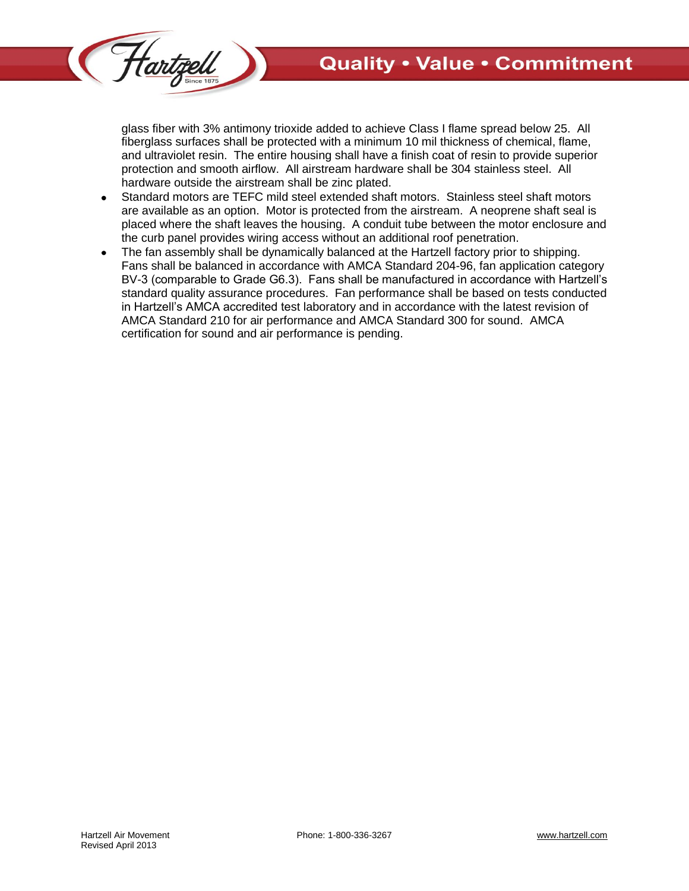glass fiber with 3% antimony trioxide added to achieve Class I flame spread below 25. All fiberglass surfaces shall be protected with a minimum 10 mil thickness of chemical, flame, and ultraviolet resin. The entire housing shall have a finish coat of resin to provide superior protection and smooth airflow. All airstream hardware shall be 304 stainless steel. All hardware outside the airstream shall be zinc plated.

- Standard motors are TEFC mild steel extended shaft motors. Stainless steel shaft motors are available as an option. Motor is protected from the airstream. A neoprene shaft seal is placed where the shaft leaves the housing. A conduit tube between the motor enclosure and the curb panel provides wiring access without an additional roof penetration.
- The fan assembly shall be dynamically balanced at the Hartzell factory prior to shipping. Fans shall be balanced in accordance with AMCA Standard 204-96, fan application category BV-3 (comparable to Grade G6.3). Fans shall be manufactured in accordance with Hartzell's standard quality assurance procedures. Fan performance shall be based on tests conducted in Hartzell's AMCA accredited test laboratory and in accordance with the latest revision of AMCA Standard 210 for air performance and AMCA Standard 300 for sound. AMCA certification for sound and air performance is pending.